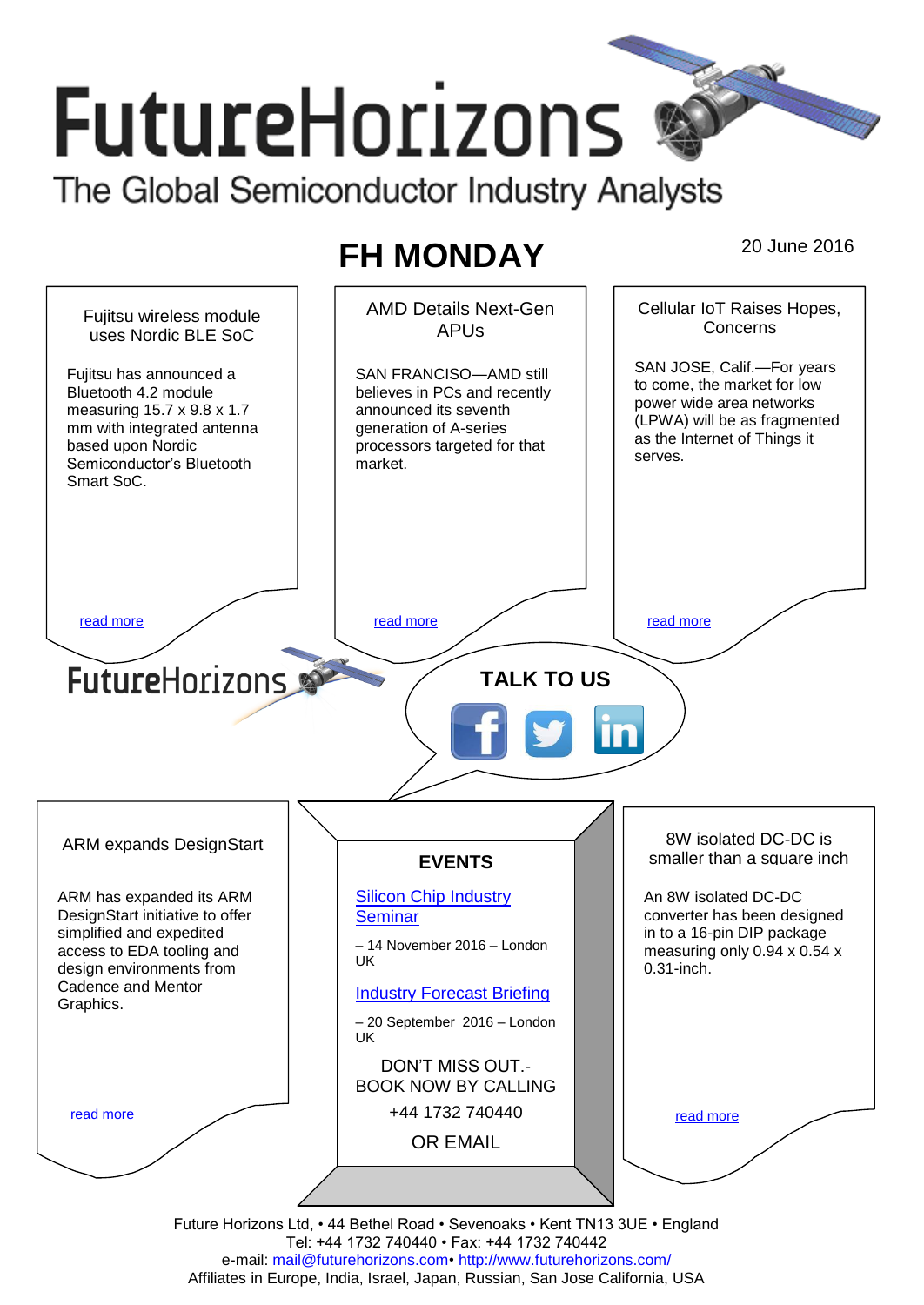# FutureHorizons

The Global Semiconductor Industry Analysts

## FH MONDAY

20 June 2016

### Fujitsu wireless module uses Nordic BLE SoC

Fujitsu has announced a Bluetooth 4.2 module measuring 15.7 x 9.8 x 1.7 mm with integrated antenna based upon Nordic Semiconductor's Bluetooth Smart SoC.

read more

### AMD Details Next-Gen APUs

SAN FRANCISCO—AMD still believes in PCs and recently announced its seventh generation of A-series processors targeted for that market.

read more

### Cellular IoT Raises Hopes, Concerns

SAN JOSE, Calif.—For years to come, the market for low power wide area networks (LPWA) will be as fragmented as the Internet of Things it serves.

read more

FutureHorizons

**TALK TO US**

### ARM expands DesignStart

ARM has expanded its ARM DesignStart initiative to offer simplified and expedited access to EDA tooling and design environments from Cadence and Mentor Graphics.

read more

### EVENTS

Silicon Chip Industry Seminar

– 14 November 2016 – London UK

Industry Forecast Briefing

– 20 September 2016 – London UK

DON'T MISS OUT.- BOOK NOW BY CALLING

+44 1732 740440

OR EMAIL

### 8W isolated DC-DC is smaller than a square inch

An 8W isolated DC-DC converter has been designed in to a 16-pin DIP package measuring only 0.94 x 0.54 x 0.31-inch.

read more

Future Horizons Ltd, • 44 Bethel Road • Sevenoaks • Kent TN13 3UE • England
Tel: +44 1732 740440 • Fax: +44 1732 740442
e-mail: mail@futurehorizons.com• http://www.futurehorizons.com/
Affiliates in Europe, India, Israel, Japan, Russian, San Jose California, USA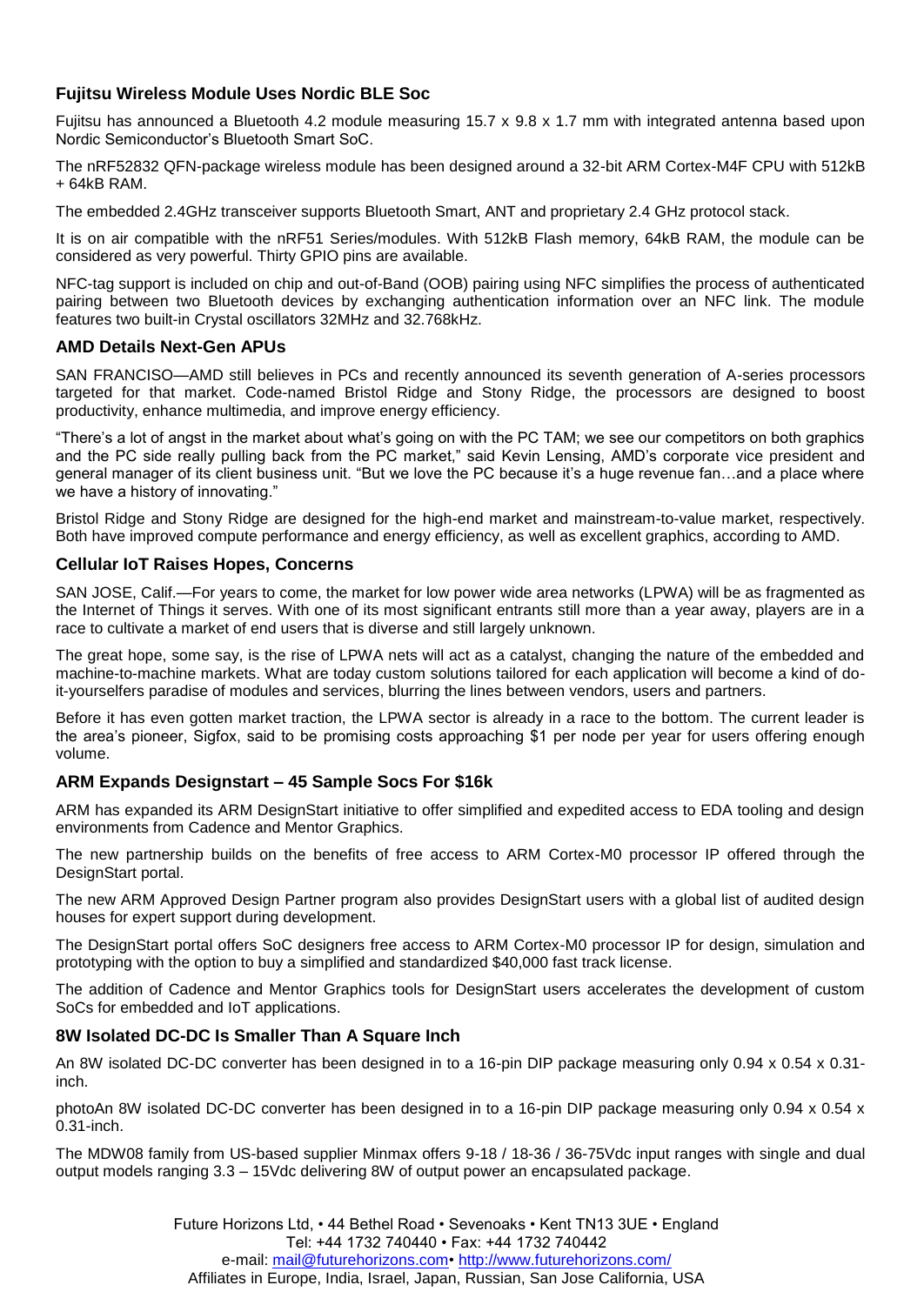### Fujitsu Wireless Module Uses Nordic BLE Soc

Fujitsu has announced a Bluetooth 4.2 module measuring 15.7 x 9.8 x 1.7 mm with integrated antenna based upon Nordic Semiconductor's Bluetooth Smart SoC.

The nRF52832 QFN-package wireless module has been designed around a 32-bit ARM Cortex-M4F CPU with 512kB + 64kB RAM.

The embedded 2.4GHz transceiver supports Bluetooth Smart, ANT and proprietary 2.4 GHz protocol stack.

It is on air compatible with the nRF51 Series/modules. With 512kB Flash memory, 64kB RAM, the module can be considered as very powerful. Thirty GPIO pins are available.

NFC-tag support is included on chip and out-of-Band (OOB) pairing using NFC simplifies the process of authenticated pairing between two Bluetooth devices by exchanging authentication information over an NFC link. The module features two built-in Crystal oscillators 32MHz and 32.768kHz.

### AMD Details Next-Gen APUs

SAN FRANCISCO—AMD still believes in PCs and recently announced its seventh generation of A-series processors targeted for that market. Code-named Bristol Ridge and Stony Ridge, the processors are designed to boost productivity, enhance multimedia, and improve energy efficiency.

"There's a lot of angst in the market about what's going on with the PC TAM; we see our competitors on both graphics and the PC side really pulling back from the PC market," said Kevin Lensing, AMD's corporate vice president and general manager of its client business unit. "But we love the PC because it's a huge revenue fan…and a place where we have a history of innovating."

Bristol Ridge and Stony Ridge are designed for the high-end market and mainstream-to-value market, respectively. Both have improved compute performance and energy efficiency, as well as excellent graphics, according to AMD.

### Cellular IoT Raises Hopes, Concerns

SAN JOSE, Calif.—For years to come, the market for low power wide area networks (LPWA) will be as fragmented as the Internet of Things it serves. With one of its most significant entrants still more than a year away, players are in a race to cultivate a market of end users that is diverse and still largely unknown.

The great hope, some say, is the rise of LPWA nets will act as a catalyst, changing the nature of the embedded and machine-to-machine markets. What are today custom solutions tailored for each application will become a kind of do-it-yourselfers paradise of modules and services, blurring the lines between vendors, users and partners.

Before it has even gotten market traction, the LPWA sector is already in a race to the bottom. The current leader is the area's pioneer, Sigfox, said to be promising costs approaching $1 per node per year for users offering enough volume.

### ARM Expands Designstart – 45 Sample Socs For $16k

ARM has expanded its ARM DesignStart initiative to offer simplified and expedited access to EDA tooling and design environments from Cadence and Mentor Graphics.

The new partnership builds on the benefits of free access to ARM Cortex-M0 processor IP offered through the DesignStart portal.

The new ARM Approved Design Partner program also provides DesignStart users with a global list of audited design houses for expert support during development.

The DesignStart portal offers SoC designers free access to ARM Cortex-M0 processor IP for design, simulation and prototyping with the option to buy a simplified and standardized $40,000 fast track license.

The addition of Cadence and Mentor Graphics tools for DesignStart users accelerates the development of custom SoCs for embedded and IoT applications.

### 8W Isolated DC-DC Is Smaller Than A Square Inch

An 8W isolated DC-DC converter has been designed in to a 16-pin DIP package measuring only 0.94 x 0.54 x 0.31-inch.

photoAn 8W isolated DC-DC converter has been designed in to a 16-pin DIP package measuring only 0.94 x 0.54 x 0.31-inch.

The MDW08 family from US-based supplier Minmax offers 9-18 / 18-36 / 36-75Vdc input ranges with single and dual output models ranging 3.3 – 15Vdc delivering 8W of output power an encapsulated package.